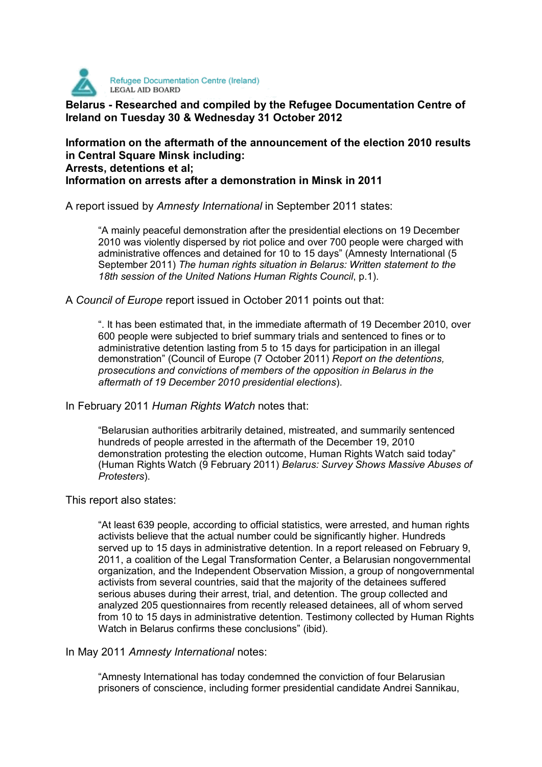Refugee Documentation Centre (Ireland)
LEGAL AID BOARD

**Belarus - Researched and compiled by the Refugee Documentation Centre of Ireland on Tuesday 30 & Wednesday 31 October 2012**

**Information on the aftermath of the announcement of the election 2010 results in Central Square Minsk including:**
**Arrests, detentions et al;**
**Information on arrests after a demonstration in Minsk in 2011**

A report issued by *Amnesty International* in September 2011 states:

> "A mainly peaceful demonstration after the presidential elections on 19 December 2010 was violently dispersed by riot police and over 700 people were charged with administrative offences and detained for 10 to 15 days" (Amnesty International (5 September 2011) *The human rights situation in Belarus: Written statement to the 18th session of the United Nations Human Rights Council*, p.1).

A *Council of Europe* report issued in October 2011 points out that:

> ". It has been estimated that, in the immediate aftermath of 19 December 2010, over 600 people were subjected to brief summary trials and sentenced to fines or to administrative detention lasting from 5 to 15 days for participation in an illegal demonstration" (Council of Europe (7 October 2011) *Report on the detentions, prosecutions and convictions of members of the opposition in Belarus in the aftermath of 19 December 2010 presidential elections*).

In February 2011 *Human Rights Watch* notes that:

> "Belarusian authorities arbitrarily detained, mistreated, and summarily sentenced hundreds of people arrested in the aftermath of the December 19, 2010 demonstration protesting the election outcome, Human Rights Watch said today" (Human Rights Watch (9 February 2011) *Belarus: Survey Shows Massive Abuses of Protesters*).

This report also states:

> "At least 639 people, according to official statistics, were arrested, and human rights activists believe that the actual number could be significantly higher. Hundreds served up to 15 days in administrative detention. In a report released on February 9, 2011, a coalition of the Legal Transformation Center, a Belarusian nongovernmental organization, and the Independent Observation Mission, a group of nongovernmental activists from several countries, said that the majority of the detainees suffered serious abuses during their arrest, trial, and detention. The group collected and analyzed 205 questionnaires from recently released detainees, all of whom served from 10 to 15 days in administrative detention. Testimony collected by Human Rights Watch in Belarus confirms these conclusions" (ibid).

In May 2011 *Amnesty International* notes:

> "Amnesty International has today condemned the conviction of four Belarusian prisoners of conscience, including former presidential candidate Andrei Sannikau,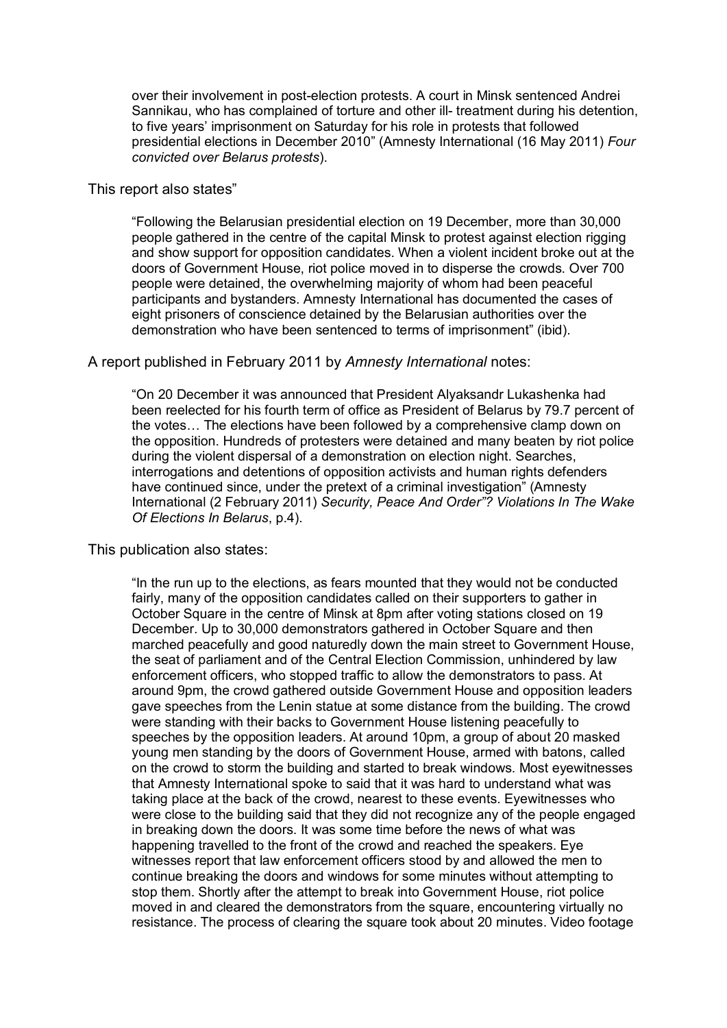> over their involvement in post-election protests. A court in Minsk sentenced Andrei Sannikau, who has complained of torture and other ill- treatment during his detention, to five years' imprisonment on Saturday for his role in protests that followed presidential elections in December 2010" (Amnesty International (16 May 2011) *Four convicted over Belarus protests*).

This report also states"

> "Following the Belarusian presidential election on 19 December, more than 30,000 people gathered in the centre of the capital Minsk to protest against election rigging and show support for opposition candidates. When a violent incident broke out at the doors of Government House, riot police moved in to disperse the crowds. Over 700 people were detained, the overwhelming majority of whom had been peaceful participants and bystanders. Amnesty International has documented the cases of eight prisoners of conscience detained by the Belarusian authorities over the demonstration who have been sentenced to terms of imprisonment" (ibid).

A report published in February 2011 by *Amnesty International* notes:

> "On 20 December it was announced that President Alyaksandr Lukashenka had been reelected for his fourth term of office as President of Belarus by 79.7 percent of the votes… The elections have been followed by a comprehensive clamp down on the opposition. Hundreds of protesters were detained and many beaten by riot police during the violent dispersal of a demonstration on election night. Searches, interrogations and detentions of opposition activists and human rights defenders have continued since, under the pretext of a criminal investigation" (Amnesty International (2 February 2011) *Security, Peace And Order"? Violations In The Wake Of Elections In Belarus*, p.4).

This publication also states:

> "In the run up to the elections, as fears mounted that they would not be conducted fairly, many of the opposition candidates called on their supporters to gather in October Square in the centre of Minsk at 8pm after voting stations closed on 19 December. Up to 30,000 demonstrators gathered in October Square and then marched peacefully and good naturedly down the main street to Government House, the seat of parliament and of the Central Election Commission, unhindered by law enforcement officers, who stopped traffic to allow the demonstrators to pass. At around 9pm, the crowd gathered outside Government House and opposition leaders gave speeches from the Lenin statue at some distance from the building. The crowd were standing with their backs to Government House listening peacefully to speeches by the opposition leaders. At around 10pm, a group of about 20 masked young men standing by the doors of Government House, armed with batons, called on the crowd to storm the building and started to break windows. Most eyewitnesses that Amnesty International spoke to said that it was hard to understand what was taking place at the back of the crowd, nearest to these events. Eyewitnesses who were close to the building said that they did not recognize any of the people engaged in breaking down the doors. It was some time before the news of what was happening travelled to the front of the crowd and reached the speakers. Eye witnesses report that law enforcement officers stood by and allowed the men to continue breaking the doors and windows for some minutes without attempting to stop them. Shortly after the attempt to break into Government House, riot police moved in and cleared the demonstrators from the square, encountering virtually no resistance. The process of clearing the square took about 20 minutes. Video footage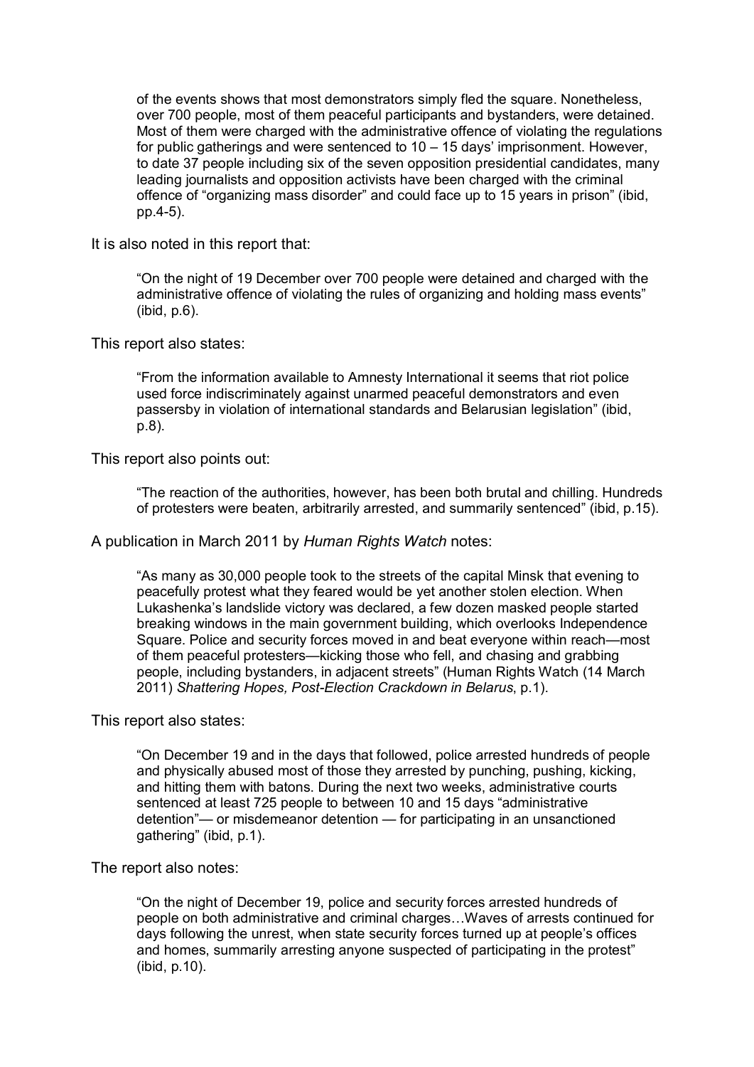> of the events shows that most demonstrators simply fled the square. Nonetheless, over 700 people, most of them peaceful participants and bystanders, were detained. Most of them were charged with the administrative offence of violating the regulations for public gatherings and were sentenced to 10 – 15 days' imprisonment. However, to date 37 people including six of the seven opposition presidential candidates, many leading journalists and opposition activists have been charged with the criminal offence of "organizing mass disorder" and could face up to 15 years in prison" (ibid, pp.4-5).

It is also noted in this report that:

> "On the night of 19 December over 700 people were detained and charged with the administrative offence of violating the rules of organizing and holding mass events" (ibid, p.6).

This report also states:

> "From the information available to Amnesty International it seems that riot police used force indiscriminately against unarmed peaceful demonstrators and even passersby in violation of international standards and Belarusian legislation" (ibid, p.8).

This report also points out:

> "The reaction of the authorities, however, has been both brutal and chilling. Hundreds of protesters were beaten, arbitrarily arrested, and summarily sentenced" (ibid, p.15).

A publication in March 2011 by *Human Rights Watch* notes:

> "As many as 30,000 people took to the streets of the capital Minsk that evening to peacefully protest what they feared would be yet another stolen election. When Lukashenka's landslide victory was declared, a few dozen masked people started breaking windows in the main government building, which overlooks Independence Square. Police and security forces moved in and beat everyone within reach—most of them peaceful protesters—kicking those who fell, and chasing and grabbing people, including bystanders, in adjacent streets" (Human Rights Watch (14 March 2011) *Shattering Hopes, Post-Election Crackdown in Belarus*, p.1).

This report also states:

> "On December 19 and in the days that followed, police arrested hundreds of people and physically abused most of those they arrested by punching, pushing, kicking, and hitting them with batons. During the next two weeks, administrative courts sentenced at least 725 people to between 10 and 15 days "administrative detention"— or misdemeanor detention — for participating in an unsanctioned gathering" (ibid, p.1).

The report also notes:

> "On the night of December 19, police and security forces arrested hundreds of people on both administrative and criminal charges…Waves of arrests continued for days following the unrest, when state security forces turned up at people's offices and homes, summarily arresting anyone suspected of participating in the protest" (ibid, p.10).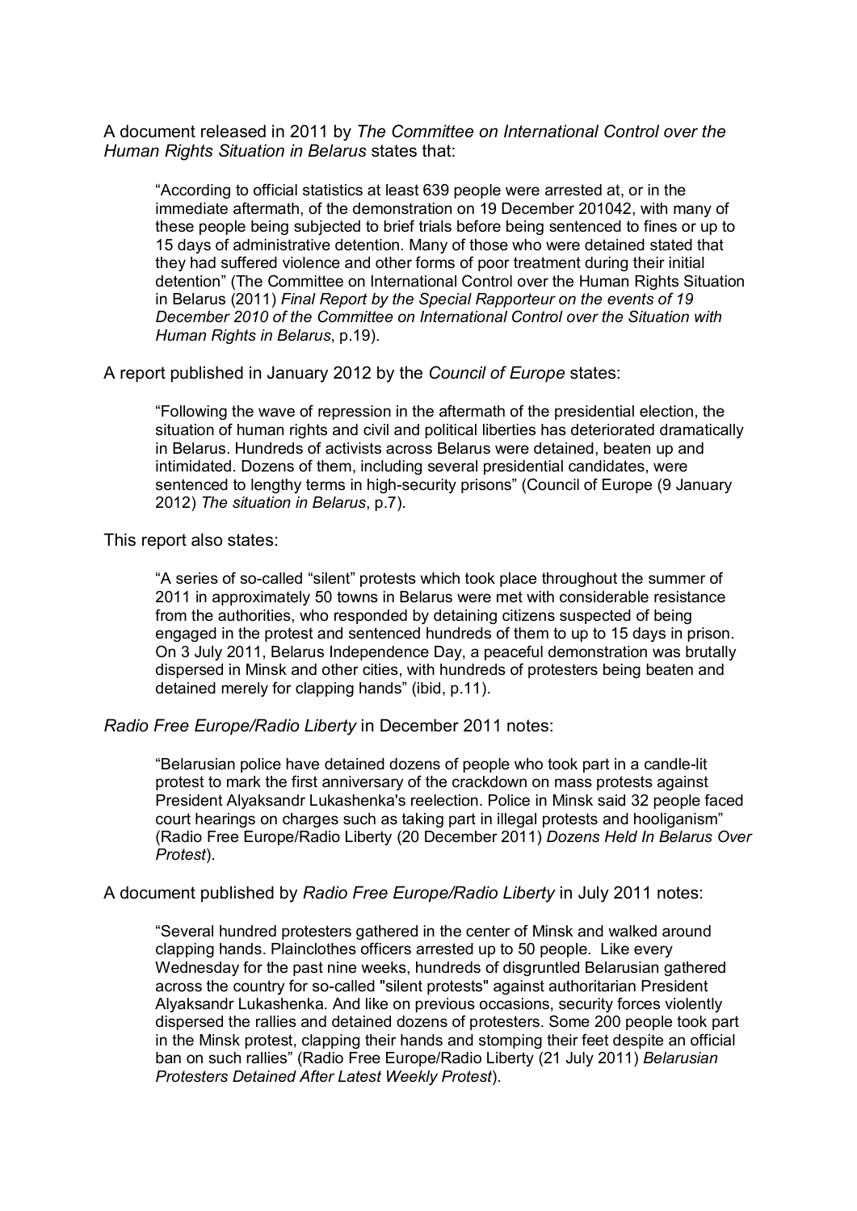A document released in 2011 by *The Committee on International Control over the Human Rights Situation in Belarus* states that:

> "According to official statistics at least 639 people were arrested at, or in the immediate aftermath, of the demonstration on 19 December 201042, with many of these people being subjected to brief trials before being sentenced to fines or up to 15 days of administrative detention. Many of those who were detained stated that they had suffered violence and other forms of poor treatment during their initial detention" (The Committee on International Control over the Human Rights Situation in Belarus (2011) *Final Report by the Special Rapporteur on the events of 19 December 2010 of the Committee on International Control over the Situation with Human Rights in Belarus*, p.19).

A report published in January 2012 by the *Council of Europe* states:

> "Following the wave of repression in the aftermath of the presidential election, the situation of human rights and civil and political liberties has deteriorated dramatically in Belarus. Hundreds of activists across Belarus were detained, beaten up and intimidated. Dozens of them, including several presidential candidates, were sentenced to lengthy terms in high-security prisons" (Council of Europe (9 January 2012) *The situation in Belarus*, p.7).

This report also states:

> "A series of so-called "silent" protests which took place throughout the summer of 2011 in approximately 50 towns in Belarus were met with considerable resistance from the authorities, who responded by detaining citizens suspected of being engaged in the protest and sentenced hundreds of them to up to 15 days in prison. On 3 July 2011, Belarus Independence Day, a peaceful demonstration was brutally dispersed in Minsk and other cities, with hundreds of protesters being beaten and detained merely for clapping hands" (ibid, p.11).

*Radio Free Europe/Radio Liberty* in December 2011 notes:

> "Belarusian police have detained dozens of people who took part in a candle-lit protest to mark the first anniversary of the crackdown on mass protests against President Alyaksandr Lukashenka's reelection. Police in Minsk said 32 people faced court hearings on charges such as taking part in illegal protests and hooliganism" (Radio Free Europe/Radio Liberty (20 December 2011) *Dozens Held In Belarus Over Protest*).

A document published by *Radio Free Europe/Radio Liberty* in July 2011 notes:

> "Several hundred protesters gathered in the center of Minsk and walked around clapping hands. Plainclothes officers arrested up to 50 people. Like every Wednesday for the past nine weeks, hundreds of disgruntled Belarusian gathered across the country for so-called "silent protests" against authoritarian President Alyaksandr Lukashenka. And like on previous occasions, security forces violently dispersed the rallies and detained dozens of protesters. Some 200 people took part in the Minsk protest, clapping their hands and stomping their feet despite an official ban on such rallies" (Radio Free Europe/Radio Liberty (21 July 2011) *Belarusian Protesters Detained After Latest Weekly Protest*).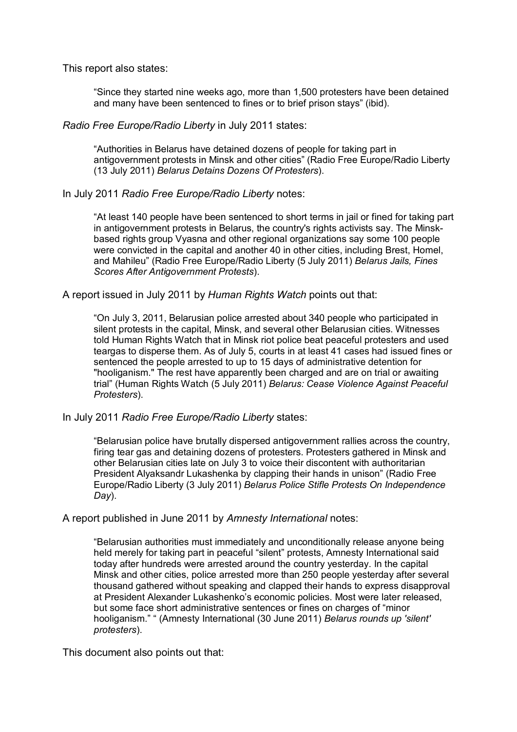This report also states:

> "Since they started nine weeks ago, more than 1,500 protesters have been detained and many have been sentenced to fines or to brief prison stays" (ibid).

*Radio Free Europe/Radio Liberty* in July 2011 states:

> "Authorities in Belarus have detained dozens of people for taking part in antigovernment protests in Minsk and other cities" (Radio Free Europe/Radio Liberty (13 July 2011) *Belarus Detains Dozens Of Protesters*).

In July 2011 *Radio Free Europe/Radio Liberty* notes:

> "At least 140 people have been sentenced to short terms in jail or fined for taking part in antigovernment protests in Belarus, the country's rights activists say. The Minsk-based rights group Vyasna and other regional organizations say some 100 people were convicted in the capital and another 40 in other cities, including Brest, Homel, and Mahileu" (Radio Free Europe/Radio Liberty (5 July 2011) *Belarus Jails, Fines Scores After Antigovernment Protests*).

A report issued in July 2011 by *Human Rights Watch* points out that:

> "On July 3, 2011, Belarusian police arrested about 340 people who participated in silent protests in the capital, Minsk, and several other Belarusian cities. Witnesses told Human Rights Watch that in Minsk riot police beat peaceful protesters and used teargas to disperse them. As of July 5, courts in at least 41 cases had issued fines or sentenced the people arrested to up to 15 days of administrative detention for "hooliganism." The rest have apparently been charged and are on trial or awaiting trial" (Human Rights Watch (5 July 2011) *Belarus: Cease Violence Against Peaceful Protesters*).

In July 2011 *Radio Free Europe/Radio Liberty* states:

> "Belarusian police have brutally dispersed antigovernment rallies across the country, firing tear gas and detaining dozens of protesters. Protesters gathered in Minsk and other Belarusian cities late on July 3 to voice their discontent with authoritarian President Alyaksandr Lukashenka by clapping their hands in unison" (Radio Free Europe/Radio Liberty (3 July 2011) *Belarus Police Stifle Protests On Independence Day*).

A report published in June 2011 by *Amnesty International* notes:

> "Belarusian authorities must immediately and unconditionally release anyone being held merely for taking part in peaceful "silent" protests, Amnesty International said today after hundreds were arrested around the country yesterday. In the capital Minsk and other cities, police arrested more than 250 people yesterday after several thousand gathered without speaking and clapped their hands to express disapproval at President Alexander Lukashenko's economic policies. Most were later released, but some face short administrative sentences or fines on charges of "minor hooliganism." " (Amnesty International (30 June 2011) *Belarus rounds up 'silent' protesters*).

This document also points out that: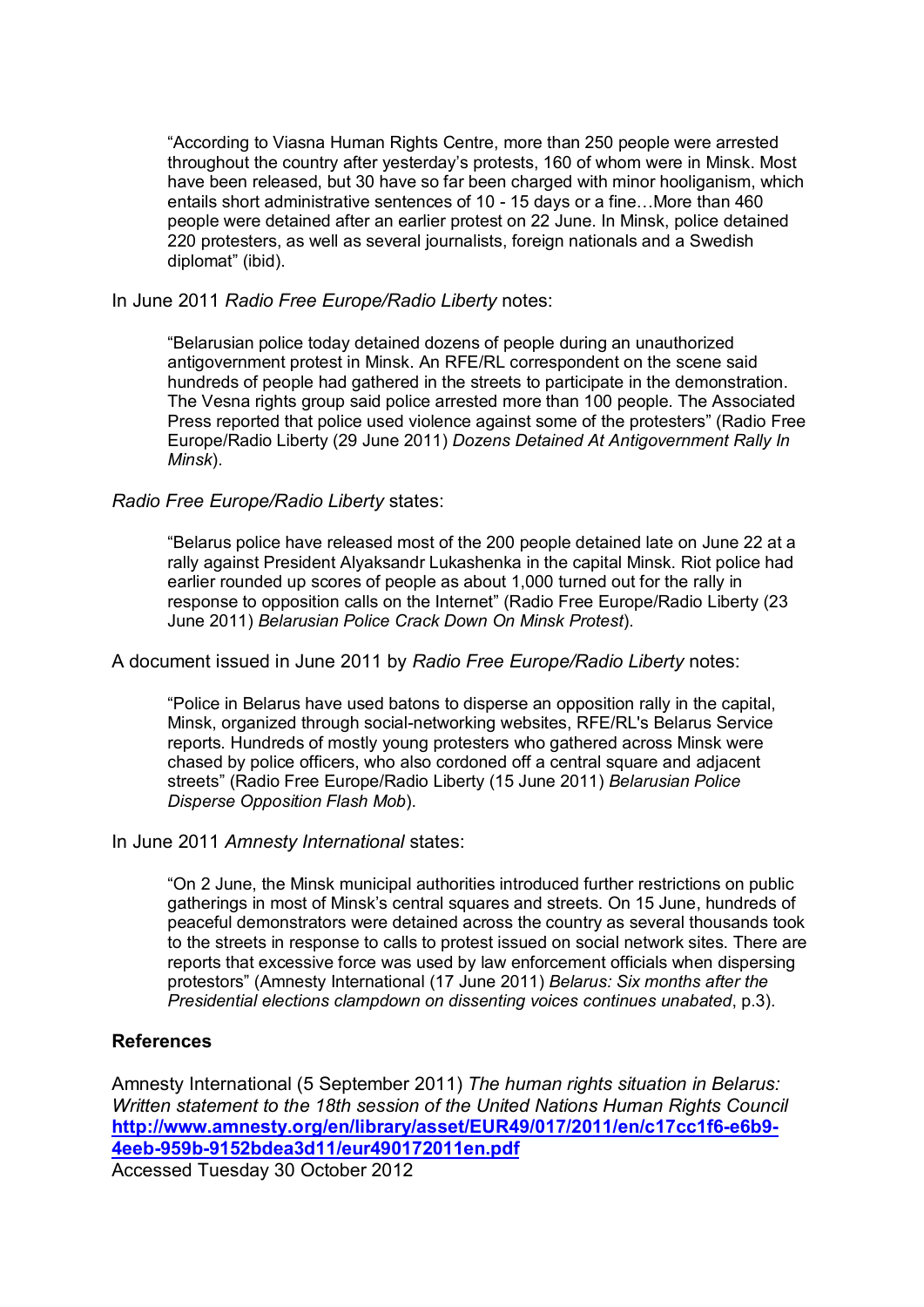> "According to Viasna Human Rights Centre, more than 250 people were arrested throughout the country after yesterday's protests, 160 of whom were in Minsk. Most have been released, but 30 have so far been charged with minor hooliganism, which entails short administrative sentences of 10 - 15 days or a fine…More than 460 people were detained after an earlier protest on 22 June. In Minsk, police detained 220 protesters, as well as several journalists, foreign nationals and a Swedish diplomat" (ibid).

In June 2011 *Radio Free Europe/Radio Liberty* notes:

> "Belarusian police today detained dozens of people during an unauthorized antigovernment protest in Minsk. An RFE/RL correspondent on the scene said hundreds of people had gathered in the streets to participate in the demonstration. The Vesna rights group said police arrested more than 100 people. The Associated Press reported that police used violence against some of the protesters" (Radio Free Europe/Radio Liberty (29 June 2011) *Dozens Detained At Antigovernment Rally In Minsk*).

*Radio Free Europe/Radio Liberty* states:

> "Belarus police have released most of the 200 people detained late on June 22 at a rally against President Alyaksandr Lukashenka in the capital Minsk. Riot police had earlier rounded up scores of people as about 1,000 turned out for the rally in response to opposition calls on the Internet" (Radio Free Europe/Radio Liberty (23 June 2011) *Belarusian Police Crack Down On Minsk Protest*).

A document issued in June 2011 by *Radio Free Europe/Radio Liberty* notes:

> "Police in Belarus have used batons to disperse an opposition rally in the capital, Minsk, organized through social-networking websites, RFE/RL's Belarus Service reports. Hundreds of mostly young protesters who gathered across Minsk were chased by police officers, who also cordoned off a central square and adjacent streets" (Radio Free Europe/Radio Liberty (15 June 2011) *Belarusian Police Disperse Opposition Flash Mob*).

In June 2011 *Amnesty International* states:

> "On 2 June, the Minsk municipal authorities introduced further restrictions on public gatherings in most of Minsk's central squares and streets. On 15 June, hundreds of peaceful demonstrators were detained across the country as several thousands took to the streets in response to calls to protest issued on social network sites. There are reports that excessive force was used by law enforcement officials when dispersing protestors" (Amnesty International (17 June 2011) *Belarus: Six months after the Presidential elections clampdown on dissenting voices continues unabated*, p.3).

**References**

Amnesty International (5 September 2011) *The human rights situation in Belarus: Written statement to the 18th session of the United Nations Human Rights Council*
**http://www.amnesty.org/en/library/asset/EUR49/017/2011/en/c17cc1f6-e6b9-4eeb-959b-9152bdea3d11/eur490172011en.pdf**
Accessed Tuesday 30 October 2012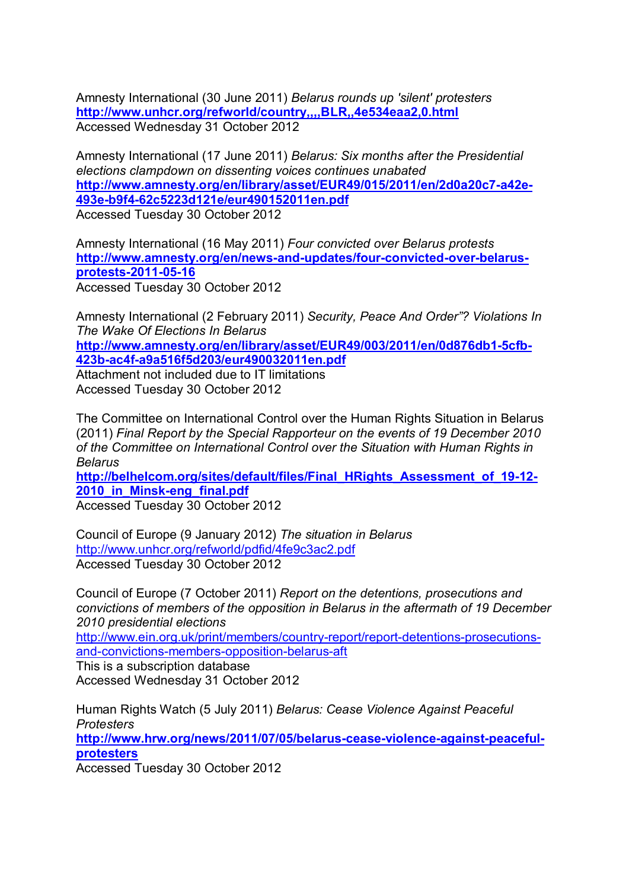Amnesty International (30 June 2011) *Belarus rounds up 'silent' protesters*
**http://www.unhcr.org/refworld/country,,,,BLR,,4e534eaa2,0.html**
Accessed Wednesday 31 October 2012

Amnesty International (17 June 2011) *Belarus: Six months after the Presidential elections clampdown on dissenting voices continues unabated*
**http://www.amnesty.org/en/library/asset/EUR49/015/2011/en/2d0a20c7-a42e-493e-b9f4-62c5223d121e/eur490152011en.pdf**
Accessed Tuesday 30 October 2012

Amnesty International (16 May 2011) *Four convicted over Belarus protests*
**http://www.amnesty.org/en/news-and-updates/four-convicted-over-belarus-protests-2011-05-16**
Accessed Tuesday 30 October 2012

Amnesty International (2 February 2011) *Security, Peace And Order"? Violations In The Wake Of Elections In Belarus*
**http://www.amnesty.org/en/library/asset/EUR49/003/2011/en/0d876db1-5cfb-423b-ac4f-a9a516f5d203/eur490032011en.pdf**
Attachment not included due to IT limitations
Accessed Tuesday 30 October 2012

The Committee on International Control over the Human Rights Situation in Belarus (2011) *Final Report by the Special Rapporteur on the events of 19 December 2010 of the Committee on International Control over the Situation with Human Rights in Belarus*
**http://belhelcom.org/sites/default/files/Final_HRights_Assessment_of_19-12-2010_in_Minsk-eng_final.pdf**
Accessed Tuesday 30 October 2012

Council of Europe (9 January 2012) *The situation in Belarus*
http://www.unhcr.org/refworld/pdfid/4fe9c3ac2.pdf
Accessed Tuesday 30 October 2012

Council of Europe (7 October 2011) *Report on the detentions, prosecutions and convictions of members of the opposition in Belarus in the aftermath of 19 December 2010 presidential elections*
http://www.ein.org.uk/print/members/country-report/report-detentions-prosecutions-and-convictions-members-opposition-belarus-aft
This is a subscription database
Accessed Wednesday 31 October 2012

Human Rights Watch (5 July 2011) *Belarus: Cease Violence Against Peaceful Protesters*
**http://www.hrw.org/news/2011/07/05/belarus-cease-violence-against-peaceful-protesters**
Accessed Tuesday 30 October 2012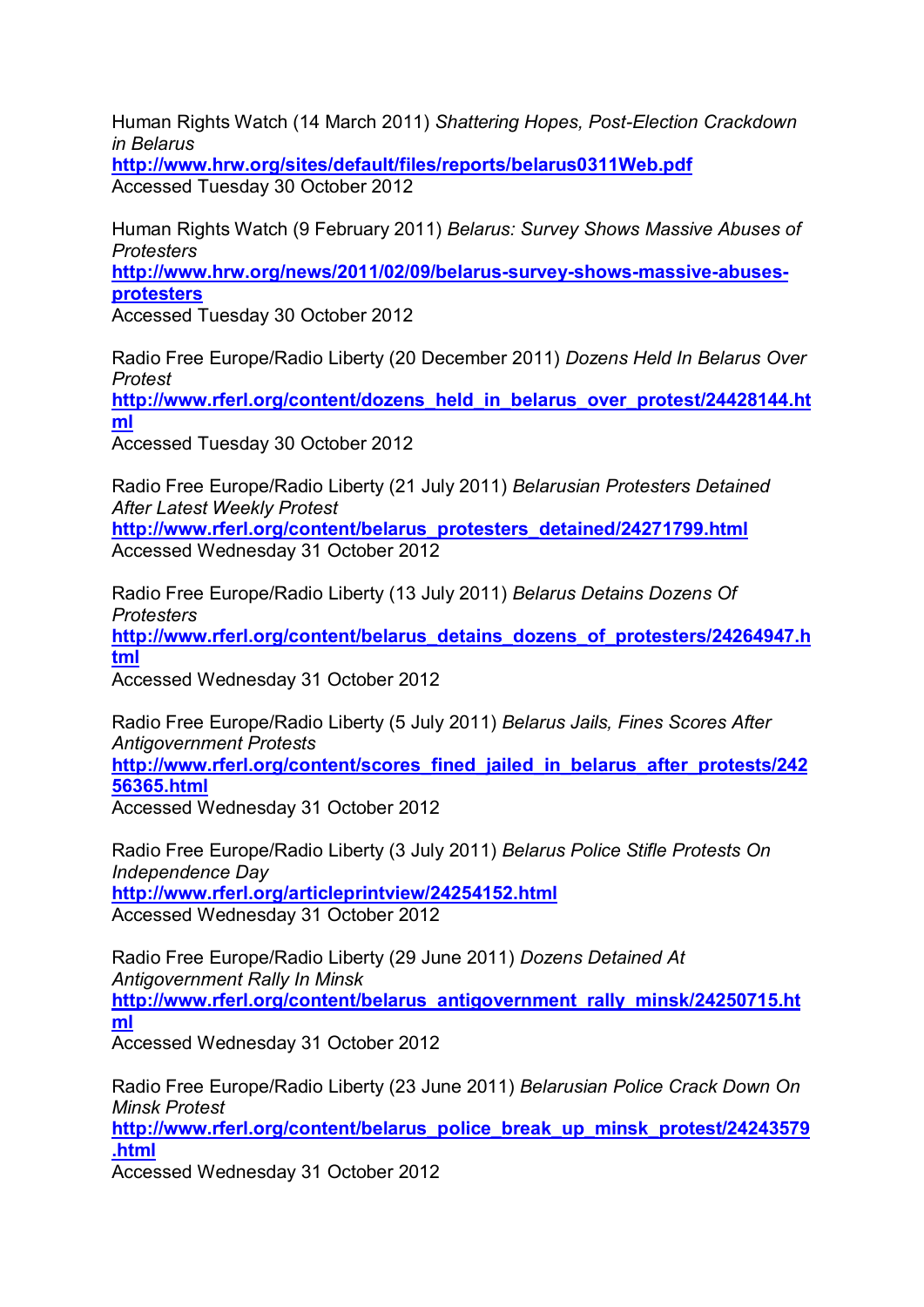Human Rights Watch (14 March 2011) *Shattering Hopes, Post-Election Crackdown in Belarus*
**http://www.hrw.org/sites/default/files/reports/belarus0311Web.pdf**
Accessed Tuesday 30 October 2012

Human Rights Watch (9 February 2011) *Belarus: Survey Shows Massive Abuses of Protesters*
**http://www.hrw.org/news/2011/02/09/belarus-survey-shows-massive-abuses-protesters**
Accessed Tuesday 30 October 2012

Radio Free Europe/Radio Liberty (20 December 2011) *Dozens Held In Belarus Over Protest*
**http://www.rferl.org/content/dozens_held_in_belarus_over_protest/24428144.html**
Accessed Tuesday 30 October 2012

Radio Free Europe/Radio Liberty (21 July 2011) *Belarusian Protesters Detained After Latest Weekly Protest*
**http://www.rferl.org/content/belarus_protesters_detained/24271799.html**
Accessed Wednesday 31 October 2012

Radio Free Europe/Radio Liberty (13 July 2011) *Belarus Detains Dozens Of Protesters*
**http://www.rferl.org/content/belarus_detains_dozens_of_protesters/24264947.html**
Accessed Wednesday 31 October 2012

Radio Free Europe/Radio Liberty (5 July 2011) *Belarus Jails, Fines Scores After Antigovernment Protests*
**http://www.rferl.org/content/scores_fined_jailed_in_belarus_after_protests/24256365.html**
Accessed Wednesday 31 October 2012

Radio Free Europe/Radio Liberty (3 July 2011) *Belarus Police Stifle Protests On Independence Day*
**http://www.rferl.org/articleprintview/24254152.html**
Accessed Wednesday 31 October 2012

Radio Free Europe/Radio Liberty (29 June 2011) *Dozens Detained At Antigovernment Rally In Minsk*
**http://www.rferl.org/content/belarus_antigovernment_rally_minsk/24250715.html**
Accessed Wednesday 31 October 2012

Radio Free Europe/Radio Liberty (23 June 2011) *Belarusian Police Crack Down On Minsk Protest*
**http://www.rferl.org/content/belarus_police_break_up_minsk_protest/24243579.html**
Accessed Wednesday 31 October 2012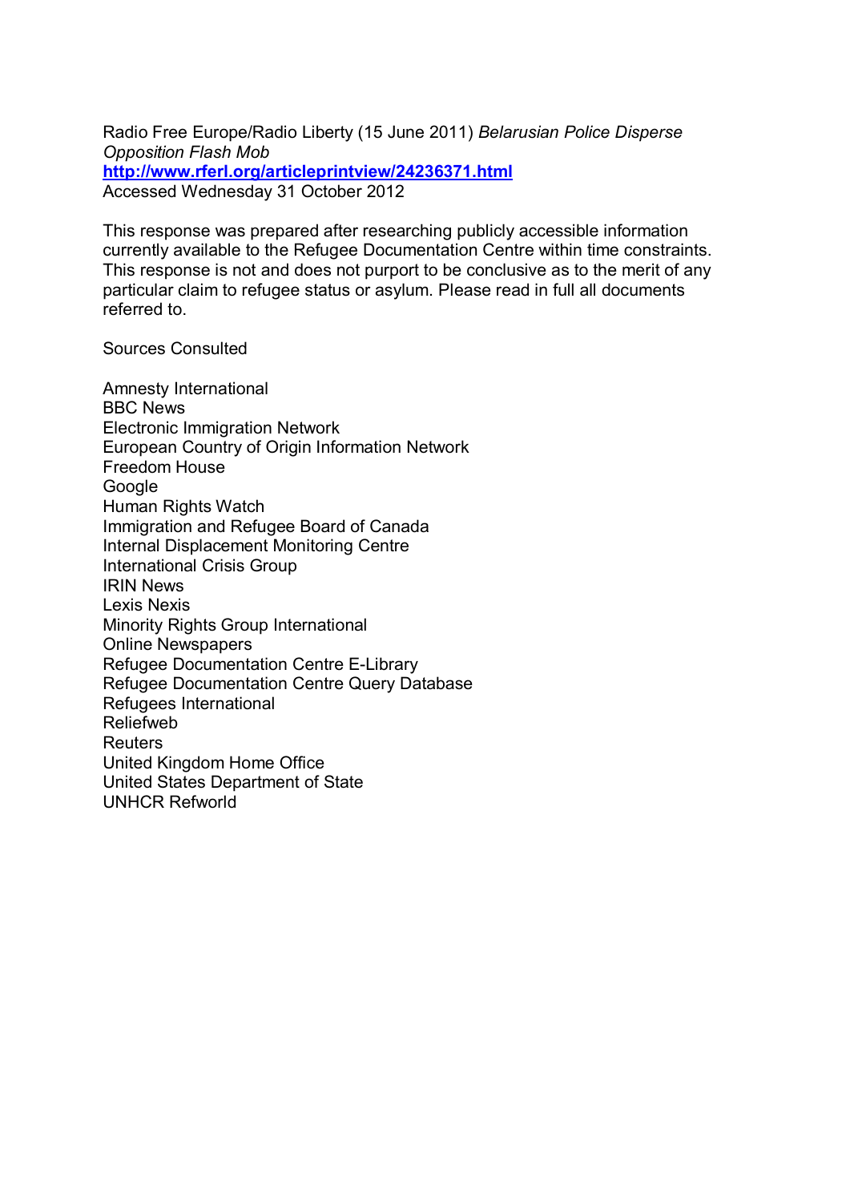Radio Free Europe/Radio Liberty (15 June 2011) *Belarusian Police Disperse Opposition Flash Mob*
**http://www.rferl.org/articleprintview/24236371.html**
Accessed Wednesday 31 October 2012

This response was prepared after researching publicly accessible information currently available to the Refugee Documentation Centre within time constraints. This response is not and does not purport to be conclusive as to the merit of any particular claim to refugee status or asylum. Please read in full all documents referred to.

Sources Consulted

Amnesty International
BBC News
Electronic Immigration Network
European Country of Origin Information Network
Freedom House
Google
Human Rights Watch
Immigration and Refugee Board of Canada
Internal Displacement Monitoring Centre
International Crisis Group
IRIN News
Lexis Nexis
Minority Rights Group International
Online Newspapers
Refugee Documentation Centre E-Library
Refugee Documentation Centre Query Database
Refugees International
Reliefweb
Reuters
United Kingdom Home Office
United States Department of State
UNHCR Refworld